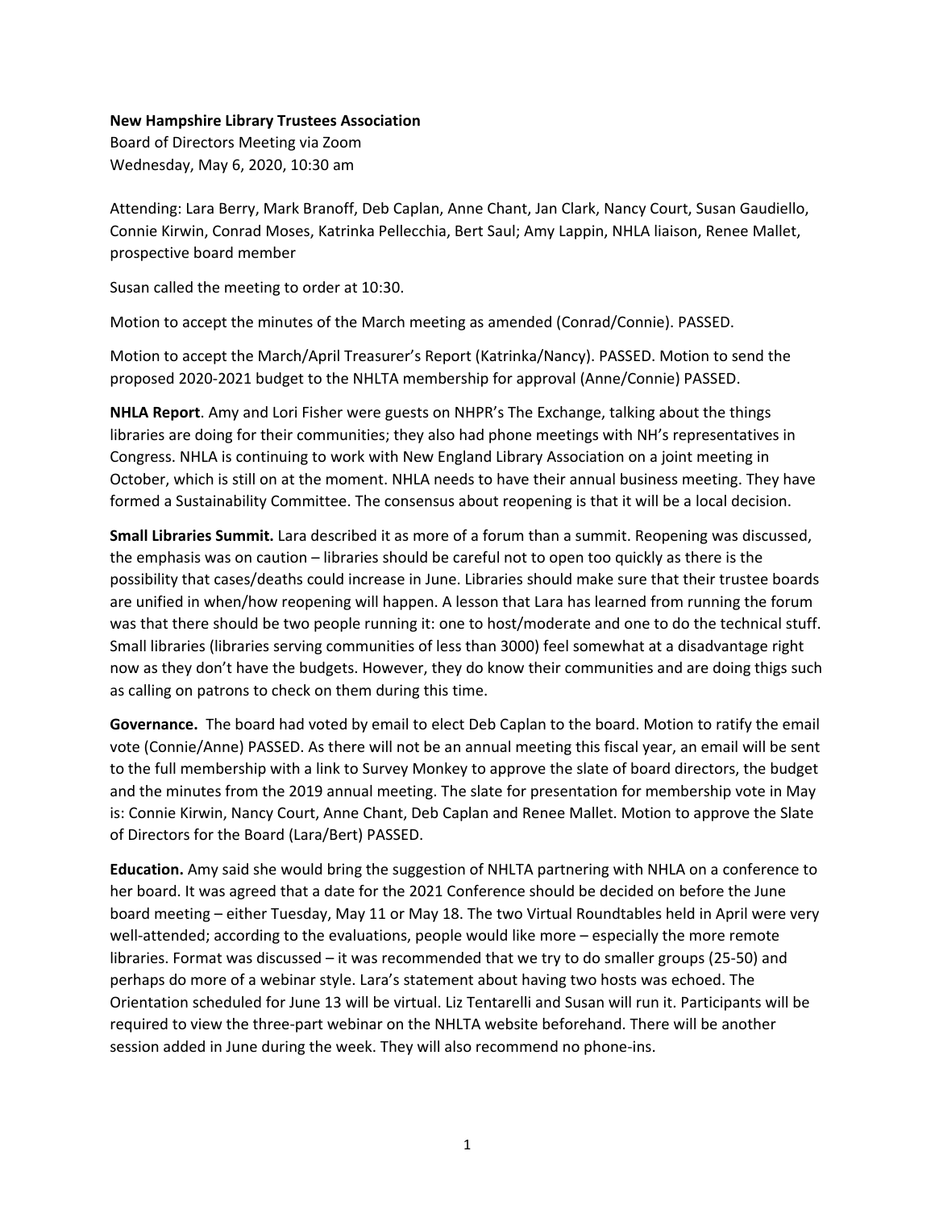**New Hampshire Library Trustees Association**
Board of Directors Meeting via Zoom
Wednesday, May 6, 2020, 10:30 am

Attending: Lara Berry, Mark Branoff, Deb Caplan, Anne Chant, Jan Clark, Nancy Court, Susan Gaudiello, Connie Kirwin, Conrad Moses, Katrinka Pellecchia, Bert Saul; Amy Lappin, NHLA liaison, Renee Mallet, prospective board member

Susan called the meeting to order at 10:30.

Motion to accept the minutes of the March meeting as amended (Conrad/Connie). PASSED.

Motion to accept the March/April Treasurer's Report (Katrinka/Nancy). PASSED. Motion to send the proposed 2020-2021 budget to the NHLTA membership for approval (Anne/Connie) PASSED.

**NHLA Report**. Amy and Lori Fisher were guests on NHPR's The Exchange, talking about the things libraries are doing for their communities; they also had phone meetings with NH's representatives in Congress. NHLA is continuing to work with New England Library Association on a joint meeting in October, which is still on at the moment. NHLA needs to have their annual business meeting. They have formed a Sustainability Committee. The consensus about reopening is that it will be a local decision.

**Small Libraries Summit.** Lara described it as more of a forum than a summit. Reopening was discussed, the emphasis was on caution – libraries should be careful not to open too quickly as there is the possibility that cases/deaths could increase in June. Libraries should make sure that their trustee boards are unified in when/how reopening will happen. A lesson that Lara has learned from running the forum was that there should be two people running it: one to host/moderate and one to do the technical stuff. Small libraries (libraries serving communities of less than 3000) feel somewhat at a disadvantage right now as they don't have the budgets. However, they do know their communities and are doing thigs such as calling on patrons to check on them during this time.

**Governance.** The board had voted by email to elect Deb Caplan to the board. Motion to ratify the email vote (Connie/Anne) PASSED. As there will not be an annual meeting this fiscal year, an email will be sent to the full membership with a link to Survey Monkey to approve the slate of board directors, the budget and the minutes from the 2019 annual meeting. The slate for presentation for membership vote in May is: Connie Kirwin, Nancy Court, Anne Chant, Deb Caplan and Renee Mallet. Motion to approve the Slate of Directors for the Board (Lara/Bert) PASSED.

**Education.** Amy said she would bring the suggestion of NHLTA partnering with NHLA on a conference to her board. It was agreed that a date for the 2021 Conference should be decided on before the June board meeting – either Tuesday, May 11 or May 18. The two Virtual Roundtables held in April were very well-attended; according to the evaluations, people would like more – especially the more remote libraries. Format was discussed – it was recommended that we try to do smaller groups (25-50) and perhaps do more of a webinar style. Lara's statement about having two hosts was echoed. The Orientation scheduled for June 13 will be virtual. Liz Tentarelli and Susan will run it. Participants will be required to view the three-part webinar on the NHLTA website beforehand. There will be another session added in June during the week. They will also recommend no phone-ins.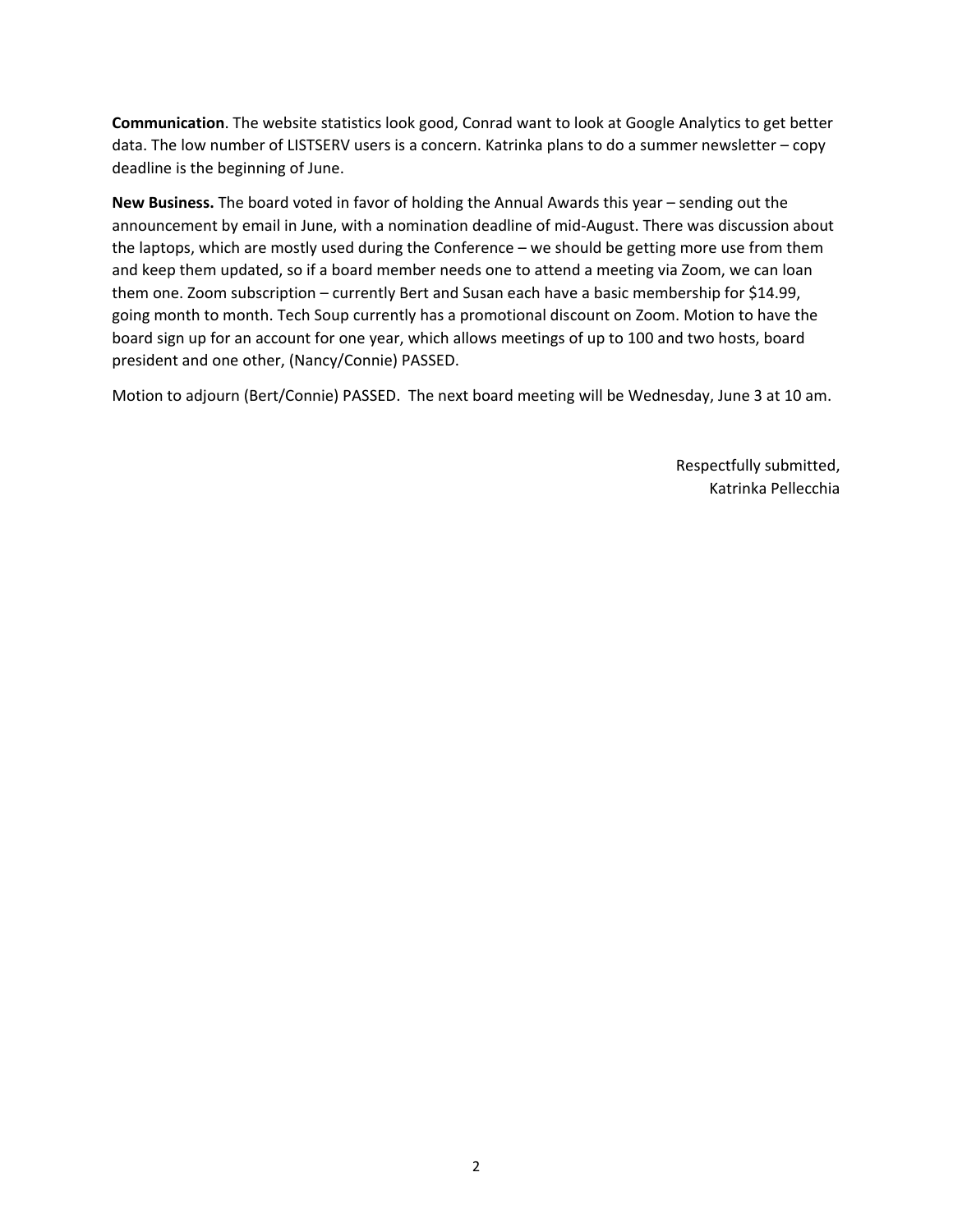**Communication**. The website statistics look good, Conrad want to look at Google Analytics to get better data. The low number of LISTSERV users is a concern. Katrinka plans to do a summer newsletter – copy deadline is the beginning of June.

**New Business.** The board voted in favor of holding the Annual Awards this year – sending out the announcement by email in June, with a nomination deadline of mid-August. There was discussion about the laptops, which are mostly used during the Conference – we should be getting more use from them and keep them updated, so if a board member needs one to attend a meeting via Zoom, we can loan them one. Zoom subscription – currently Bert and Susan each have a basic membership for $14.99, going month to month. Tech Soup currently has a promotional discount on Zoom. Motion to have the board sign up for an account for one year, which allows meetings of up to 100 and two hosts, board president and one other, (Nancy/Connie) PASSED.

Motion to adjourn (Bert/Connie) PASSED. The next board meeting will be Wednesday, June 3 at 10 am.

Respectfully submitted,
Katrinka Pellecchia